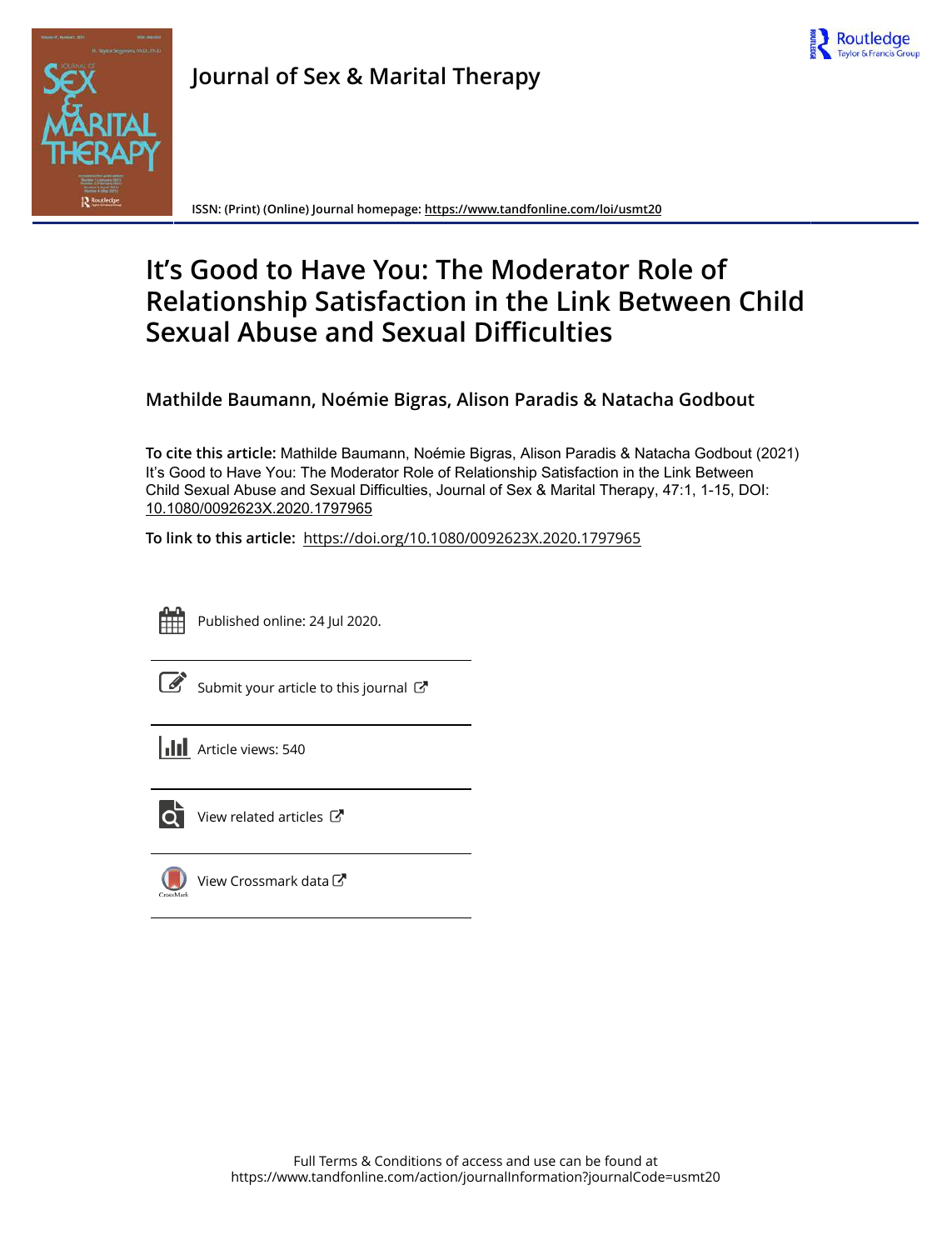# Journal of Sex & Marital Therapy

ISSN: (Print) (Online) Journal homepage: https://www.tandfonline.com/loi/usmt20

# It's Good to Have You: The Moderator Role of Relationship Satisfaction in the Link Between Child Sexual Abuse and Sexual Difficulties

**Mathilde Baumann, Noémie Bigras, Alison Paradis & Natacha Godbout**

**To cite this article:** Mathilde Baumann, Noémie Bigras, Alison Paradis & Natacha Godbout (2021) It's Good to Have You: The Moderator Role of Relationship Satisfaction in the Link Between Child Sexual Abuse and Sexual Difficulties, Journal of Sex & Marital Therapy, 47:1, 1-15, DOI: 10.1080/0092623X.2020.1797965

**To link to this article:** https://doi.org/10.1080/0092623X.2020.1797965

Published online: 24 Jul 2020.

Submit your article to this journal

Article views: 540

View related articles

View Crossmark data

Full Terms & Conditions of access and use can be found at https://www.tandfonline.com/action/journalInformation?journalCode=usmt20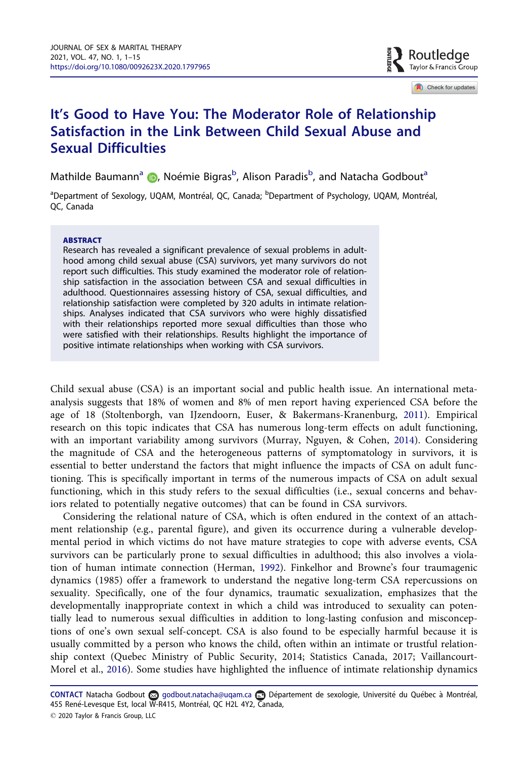# It's Good to Have You: The Moderator Role of Relationship Satisfaction in the Link Between Child Sexual Abuse and Sexual Difficulties

Mathilde Baumann[a], Noémie Bigras[b], Alison Paradis[b], and Natacha Godbout[a]

[a]Department of Sexology, UQAM, Montréal, QC, Canada; [b]Department of Psychology, UQAM, Montréal, QC, Canada

**ABSTRACT**

Research has revealed a significant prevalence of sexual problems in adulthood among child sexual abuse (CSA) survivors, yet many survivors do not report such difficulties. This study examined the moderator role of relationship satisfaction in the association between CSA and sexual difficulties in adulthood. Questionnaires assessing history of CSA, sexual difficulties, and relationship satisfaction were completed by 320 adults in intimate relationships. Analyses indicated that CSA survivors who were highly dissatisfied with their relationships reported more sexual difficulties than those who were satisfied with their relationships. Results highlight the importance of positive intimate relationships when working with CSA survivors.

Child sexual abuse (CSA) is an important social and public health issue. An international meta-analysis suggests that 18% of women and 8% of men report having experienced CSA before the age of 18 (Stoltenborgh, van IJzendoorn, Euser, & Bakermans-Kranenburg, 2011). Empirical research on this topic indicates that CSA has numerous long-term effects on adult functioning, with an important variability among survivors (Murray, Nguyen, & Cohen, 2014). Considering the magnitude of CSA and the heterogeneous patterns of symptomatology in survivors, it is essential to better understand the factors that might influence the impacts of CSA on adult functioning. This is specifically important in terms of the numerous impacts of CSA on adult sexual functioning, which in this study refers to the sexual difficulties (i.e., sexual concerns and behaviors related to potentially negative outcomes) that can be found in CSA survivors.

Considering the relational nature of CSA, which is often endured in the context of an attachment relationship (e.g., parental figure), and given its occurrence during a vulnerable developmental period in which victims do not have mature strategies to cope with adverse events, CSA survivors can be particularly prone to sexual difficulties in adulthood; this also involves a violation of human intimate connection (Herman, 1992). Finkelhor and Browne's four traumagenic dynamics (1985) offer a framework to understand the negative long-term CSA repercussions on sexuality. Specifically, one of the four dynamics, traumatic sexualization, emphasizes that the developmentally inappropriate context in which a child was introduced to sexuality can potentially lead to numerous sexual difficulties in addition to long-lasting confusion and misconceptions of one's own sexual self-concept. CSA is also found to be especially harmful because it is usually committed by a person who knows the child, often within an intimate or trustful relationship context (Quebec Ministry of Public Security, 2014; Statistics Canada, 2017; Vaillancourt-Morel et al., 2016). Some studies have highlighted the influence of intimate relationship dynamics

**CONTACT** Natacha Godbout godbout.natacha@uqam.ca Département de sexologie, Université du Québec à Montréal, 455 René-Levesque Est, local W-R415, Montréal, QC H2L 4Y2, Canada,

© 2020 Taylor & Francis Group, LLC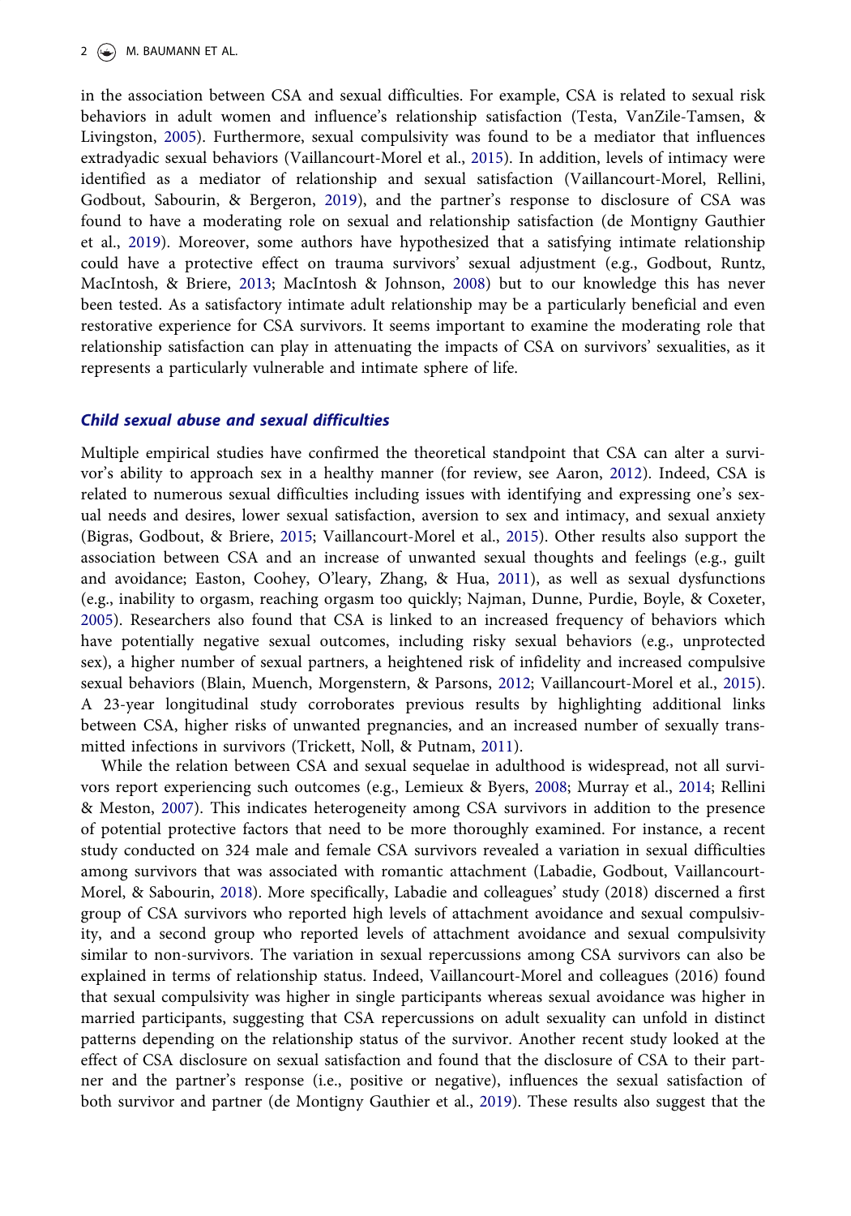in the association between CSA and sexual difficulties. For example, CSA is related to sexual risk behaviors in adult women and influence's relationship satisfaction (Testa, VanZile-Tamsen, & Livingston, 2005). Furthermore, sexual compulsivity was found to be a mediator that influences extradyadic sexual behaviors (Vaillancourt-Morel et al., 2015). In addition, levels of intimacy were identified as a mediator of relationship and sexual satisfaction (Vaillancourt-Morel, Rellini, Godbout, Sabourin, & Bergeron, 2019), and the partner's response to disclosure of CSA was found to have a moderating role on sexual and relationship satisfaction (de Montigny Gauthier et al., 2019). Moreover, some authors have hypothesized that a satisfying intimate relationship could have a protective effect on trauma survivors' sexual adjustment (e.g., Godbout, Runtz, MacIntosh, & Briere, 2013; MacIntosh & Johnson, 2008) but to our knowledge this has never been tested. As a satisfactory intimate adult relationship may be a particularly beneficial and even restorative experience for CSA survivors. It seems important to examine the moderating role that relationship satisfaction can play in attenuating the impacts of CSA on survivors' sexualities, as it represents a particularly vulnerable and intimate sphere of life.

## *Child sexual abuse and sexual difficulties*

Multiple empirical studies have confirmed the theoretical standpoint that CSA can alter a survivor's ability to approach sex in a healthy manner (for review, see Aaron, 2012). Indeed, CSA is related to numerous sexual difficulties including issues with identifying and expressing one's sexual needs and desires, lower sexual satisfaction, aversion to sex and intimacy, and sexual anxiety (Bigras, Godbout, & Briere, 2015; Vaillancourt-Morel et al., 2015). Other results also support the association between CSA and an increase of unwanted sexual thoughts and feelings (e.g., guilt and avoidance; Easton, Coohey, O'leary, Zhang, & Hua, 2011), as well as sexual dysfunctions (e.g., inability to orgasm, reaching orgasm too quickly; Najman, Dunne, Purdie, Boyle, & Coxeter, 2005). Researchers also found that CSA is linked to an increased frequency of behaviors which have potentially negative sexual outcomes, including risky sexual behaviors (e.g., unprotected sex), a higher number of sexual partners, a heightened risk of infidelity and increased compulsive sexual behaviors (Blain, Muench, Morgenstern, & Parsons, 2012; Vaillancourt-Morel et al., 2015). A 23-year longitudinal study corroborates previous results by highlighting additional links between CSA, higher risks of unwanted pregnancies, and an increased number of sexually transmitted infections in survivors (Trickett, Noll, & Putnam, 2011).

While the relation between CSA and sexual sequelae in adulthood is widespread, not all survivors report experiencing such outcomes (e.g., Lemieux & Byers, 2008; Murray et al., 2014; Rellini & Meston, 2007). This indicates heterogeneity among CSA survivors in addition to the presence of potential protective factors that need to be more thoroughly examined. For instance, a recent study conducted on 324 male and female CSA survivors revealed a variation in sexual difficulties among survivors that was associated with romantic attachment (Labadie, Godbout, Vaillancourt-Morel, & Sabourin, 2018). More specifically, Labadie and colleagues' study (2018) discerned a first group of CSA survivors who reported high levels of attachment avoidance and sexual compulsivity, and a second group who reported levels of attachment avoidance and sexual compulsivity similar to non-survivors. The variation in sexual repercussions among CSA survivors can also be explained in terms of relationship status. Indeed, Vaillancourt-Morel and colleagues (2016) found that sexual compulsivity was higher in single participants whereas sexual avoidance was higher in married participants, suggesting that CSA repercussions on adult sexuality can unfold in distinct patterns depending on the relationship status of the survivor. Another recent study looked at the effect of CSA disclosure on sexual satisfaction and found that the disclosure of CSA to their partner and the partner's response (i.e., positive or negative), influences the sexual satisfaction of both survivor and partner (de Montigny Gauthier et al., 2019). These results also suggest that the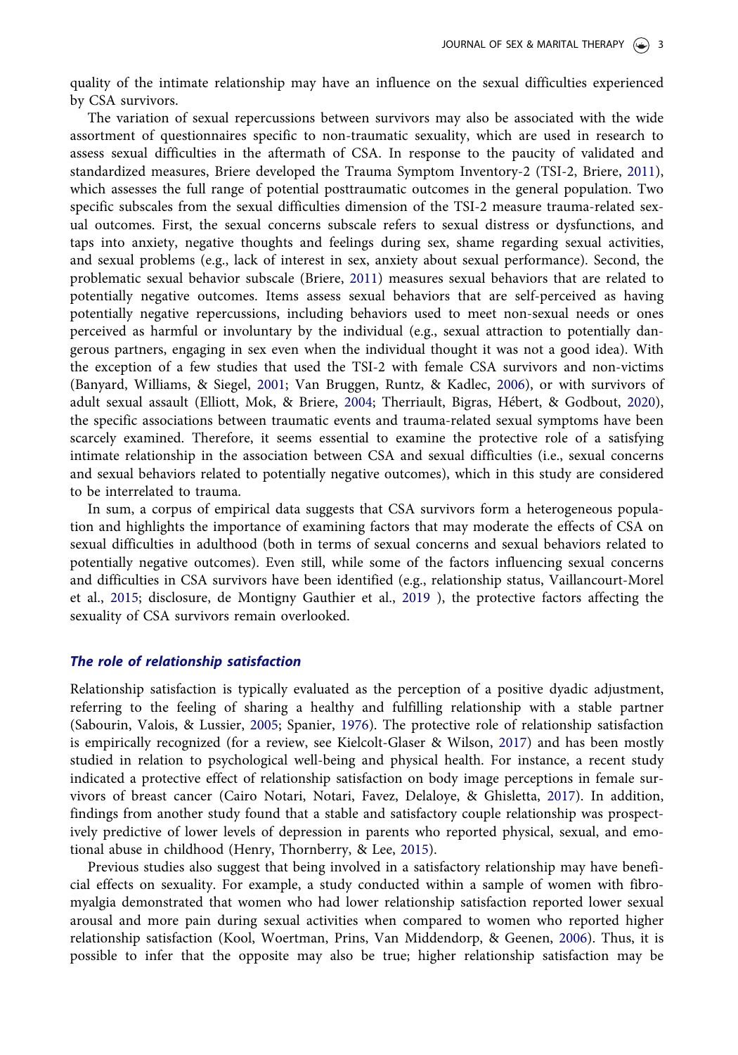quality of the intimate relationship may have an influence on the sexual difficulties experienced by CSA survivors.

The variation of sexual repercussions between survivors may also be associated with the wide assortment of questionnaires specific to non-traumatic sexuality, which are used in research to assess sexual difficulties in the aftermath of CSA. In response to the paucity of validated and standardized measures, Briere developed the Trauma Symptom Inventory-2 (TSI-2, Briere, 2011), which assesses the full range of potential posttraumatic outcomes in the general population. Two specific subscales from the sexual difficulties dimension of the TSI-2 measure trauma-related sexual outcomes. First, the sexual concerns subscale refers to sexual distress or dysfunctions, and taps into anxiety, negative thoughts and feelings during sex, shame regarding sexual activities, and sexual problems (e.g., lack of interest in sex, anxiety about sexual performance). Second, the problematic sexual behavior subscale (Briere, 2011) measures sexual behaviors that are related to potentially negative outcomes. Items assess sexual behaviors that are self-perceived as having potentially negative repercussions, including behaviors used to meet non-sexual needs or ones perceived as harmful or involuntary by the individual (e.g., sexual attraction to potentially dangerous partners, engaging in sex even when the individual thought it was not a good idea). With the exception of a few studies that used the TSI-2 with female CSA survivors and non-victims (Banyard, Williams, & Siegel, 2001; Van Bruggen, Runtz, & Kadlec, 2006), or with survivors of adult sexual assault (Elliott, Mok, & Briere, 2004; Therriault, Bigras, Hébert, & Godbout, 2020), the specific associations between traumatic events and trauma-related sexual symptoms have been scarcely examined. Therefore, it seems essential to examine the protective role of a satisfying intimate relationship in the association between CSA and sexual difficulties (i.e., sexual concerns and sexual behaviors related to potentially negative outcomes), which in this study are considered to be interrelated to trauma.

In sum, a corpus of empirical data suggests that CSA survivors form a heterogeneous population and highlights the importance of examining factors that may moderate the effects of CSA on sexual difficulties in adulthood (both in terms of sexual concerns and sexual behaviors related to potentially negative outcomes). Even still, while some of the factors influencing sexual concerns and difficulties in CSA survivors have been identified (e.g., relationship status, Vaillancourt-Morel et al., 2015; disclosure, de Montigny Gauthier et al., 2019 ), the protective factors affecting the sexuality of CSA survivors remain overlooked.

### *The role of relationship satisfaction*

Relationship satisfaction is typically evaluated as the perception of a positive dyadic adjustment, referring to the feeling of sharing a healthy and fulfilling relationship with a stable partner (Sabourin, Valois, & Lussier, 2005; Spanier, 1976). The protective role of relationship satisfaction is empirically recognized (for a review, see Kielcolt-Glaser & Wilson, 2017) and has been mostly studied in relation to psychological well-being and physical health. For instance, a recent study indicated a protective effect of relationship satisfaction on body image perceptions in female survivors of breast cancer (Cairo Notari, Notari, Favez, Delaloye, & Ghisletta, 2017). In addition, findings from another study found that a stable and satisfactory couple relationship was prospectively predictive of lower levels of depression in parents who reported physical, sexual, and emotional abuse in childhood (Henry, Thornberry, & Lee, 2015).

Previous studies also suggest that being involved in a satisfactory relationship may have beneficial effects on sexuality. For example, a study conducted within a sample of women with fibromyalgia demonstrated that women who had lower relationship satisfaction reported lower sexual arousal and more pain during sexual activities when compared to women who reported higher relationship satisfaction (Kool, Woertman, Prins, Van Middendorp, & Geenen, 2006). Thus, it is possible to infer that the opposite may also be true; higher relationship satisfaction may be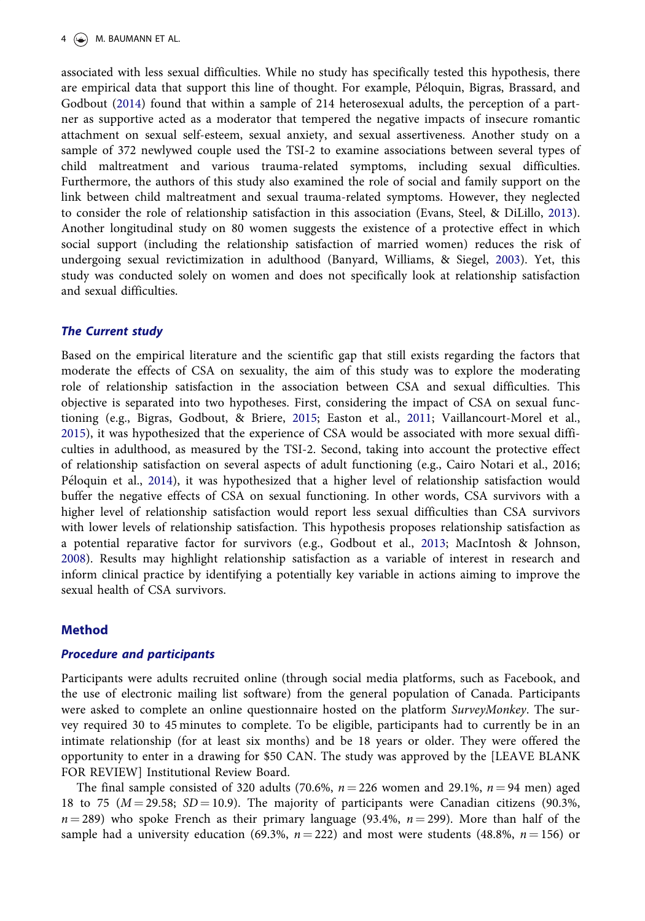associated with less sexual difficulties. While no study has specifically tested this hypothesis, there are empirical data that support this line of thought. For example, Péloquin, Bigras, Brassard, and Godbout (2014) found that within a sample of 214 heterosexual adults, the perception of a partner as supportive acted as a moderator that tempered the negative impacts of insecure romantic attachment on sexual self-esteem, sexual anxiety, and sexual assertiveness. Another study on a sample of 372 newlywed couple used the TSI-2 to examine associations between several types of child maltreatment and various trauma-related symptoms, including sexual difficulties. Furthermore, the authors of this study also examined the role of social and family support on the link between child maltreatment and sexual trauma-related symptoms. However, they neglected to consider the role of relationship satisfaction in this association (Evans, Steel, & DiLillo, 2013). Another longitudinal study on 80 women suggests the existence of a protective effect in which social support (including the relationship satisfaction of married women) reduces the risk of undergoing sexual revictimization in adulthood (Banyard, Williams, & Siegel, 2003). Yet, this study was conducted solely on women and does not specifically look at relationship satisfaction and sexual difficulties.

### The Current study

Based on the empirical literature and the scientific gap that still exists regarding the factors that moderate the effects of CSA on sexuality, the aim of this study was to explore the moderating role of relationship satisfaction in the association between CSA and sexual difficulties. This objective is separated into two hypotheses. First, considering the impact of CSA on sexual functioning (e.g., Bigras, Godbout, & Briere, 2015; Easton et al., 2011; Vaillancourt-Morel et al., 2015), it was hypothesized that the experience of CSA would be associated with more sexual difficulties in adulthood, as measured by the TSI-2. Second, taking into account the protective effect of relationship satisfaction on several aspects of adult functioning (e.g., Cairo Notari et al., 2016; Péloquin et al., 2014), it was hypothesized that a higher level of relationship satisfaction would buffer the negative effects of CSA on sexual functioning. In other words, CSA survivors with a higher level of relationship satisfaction would report less sexual difficulties than CSA survivors with lower levels of relationship satisfaction. This hypothesis proposes relationship satisfaction as a potential reparative factor for survivors (e.g., Godbout et al., 2013; MacIntosh & Johnson, 2008). Results may highlight relationship satisfaction as a variable of interest in research and inform clinical practice by identifying a potentially key variable in actions aiming to improve the sexual health of CSA survivors.

## Method

### Procedure and participants

Participants were adults recruited online (through social media platforms, such as Facebook, and the use of electronic mailing list software) from the general population of Canada. Participants were asked to complete an online questionnaire hosted on the platform *SurveyMonkey*. The survey required 30 to 45 minutes to complete. To be eligible, participants had to currently be in an intimate relationship (for at least six months) and be 18 years or older. They were offered the opportunity to enter in a drawing for $50 CAN. The study was approved by the [LEAVE BLANK FOR REVIEW] Institutional Review Board.

The final sample consisted of 320 adults (70.6%, $n = 226$ women and 29.1%, $n = 94$ men) aged 18 to 75 ($M = 29.58$; $SD = 10.9$). The majority of participants were Canadian citizens (90.3%, $n = 289$) who spoke French as their primary language (93.4%, $n = 299$). More than half of the sample had a university education (69.3%, $n = 222$) and most were students (48.8%, $n = 156$) or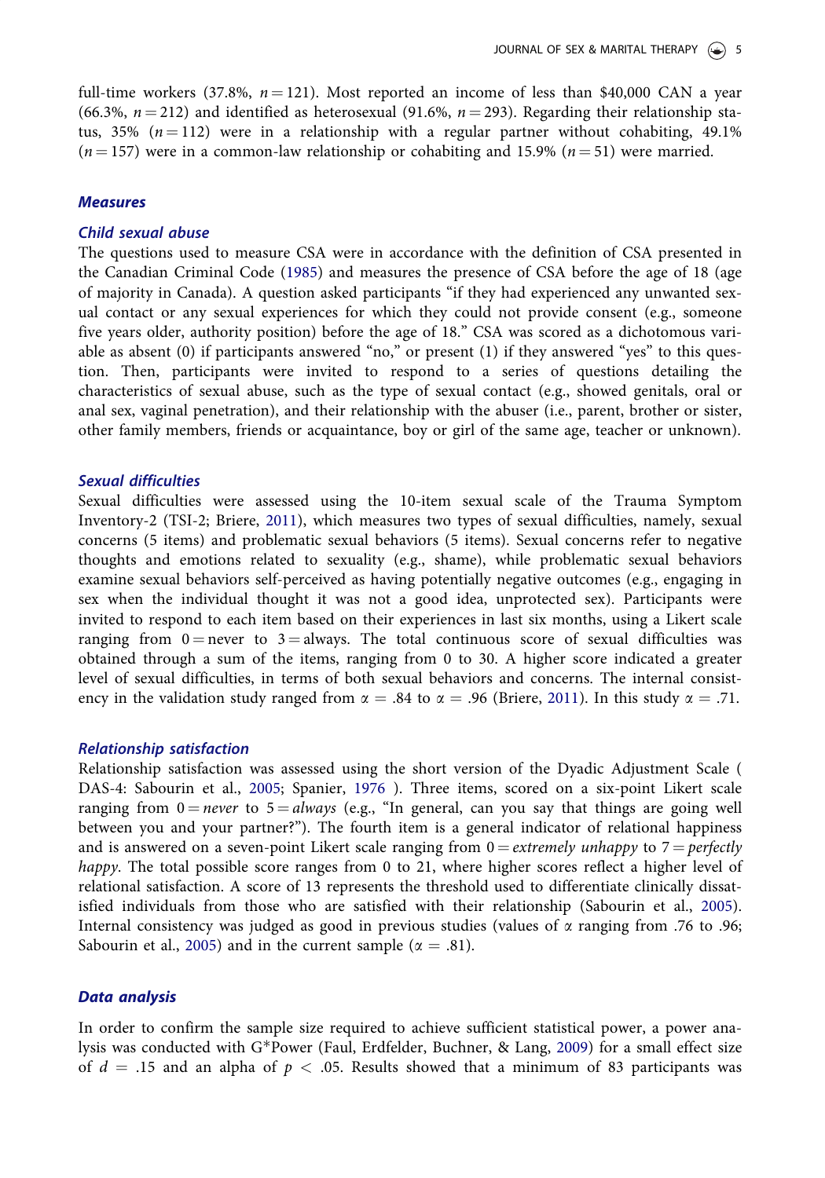full-time workers (37.8%, $n = 121$). Most reported an income of less than \$40,000 CAN a year (66.3%, $n = 212$) and identified as heterosexual (91.6%, $n = 293$). Regarding their relationship status, 35% ($n = 112$) were in a relationship with a regular partner without cohabiting, 49.1% ($n = 157$) were in a common-law relationship or cohabiting and 15.9% ($n = 51$) were married.

## Measures

### Child sexual abuse

The questions used to measure CSA were in accordance with the definition of CSA presented in the Canadian Criminal Code (1985) and measures the presence of CSA before the age of 18 (age of majority in Canada). A question asked participants "if they had experienced any unwanted sexual contact or any sexual experiences for which they could not provide consent (e.g., someone five years older, authority position) before the age of 18." CSA was scored as a dichotomous variable as absent (0) if participants answered "no," or present (1) if they answered "yes" to this question. Then, participants were invited to respond to a series of questions detailing the characteristics of sexual abuse, such as the type of sexual contact (e.g., showed genitals, oral or anal sex, vaginal penetration), and their relationship with the abuser (i.e., parent, brother or sister, other family members, friends or acquaintance, boy or girl of the same age, teacher or unknown).

### Sexual difficulties

Sexual difficulties were assessed using the 10-item sexual scale of the Trauma Symptom Inventory-2 (TSI-2; Briere, 2011), which measures two types of sexual difficulties, namely, sexual concerns (5 items) and problematic sexual behaviors (5 items). Sexual concerns refer to negative thoughts and emotions related to sexuality (e.g., shame), while problematic sexual behaviors examine sexual behaviors self-perceived as having potentially negative outcomes (e.g., engaging in sex when the individual thought it was not a good idea, unprotected sex). Participants were invited to respond to each item based on their experiences in last six months, using a Likert scale ranging from 0 = never to 3 = always. The total continuous score of sexual difficulties was obtained through a sum of the items, ranging from 0 to 30. A higher score indicated a greater level of sexual difficulties, in terms of both sexual behaviors and concerns. The internal consistency in the validation study ranged from $\alpha = .84$ to $\alpha = .96$ (Briere, 2011). In this study $\alpha = .71$.

### Relationship satisfaction

Relationship satisfaction was assessed using the short version of the Dyadic Adjustment Scale ( DAS-4: Sabourin et al., 2005; Spanier, 1976 ). Three items, scored on a six-point Likert scale ranging from 0 = *never* to 5 = *always* (e.g., "In general, can you say that things are going well between you and your partner?"). The fourth item is a general indicator of relational happiness and is answered on a seven-point Likert scale ranging from 0 = *extremely unhappy* to 7 = *perfectly happy*. The total possible score ranges from 0 to 21, where higher scores reflect a higher level of relational satisfaction. A score of 13 represents the threshold used to differentiate clinically dissatisfied individuals from those who are satisfied with their relationship (Sabourin et al., 2005). Internal consistency was judged as good in previous studies (values of $\alpha$ ranging from .76 to .96; Sabourin et al., 2005) and in the current sample ($\alpha = .81$).

## Data analysis

In order to confirm the sample size required to achieve sufficient statistical power, a power analysis was conducted with G*Power (Faul, Erdfelder, Buchner, & Lang, 2009) for a small effect size of $d = .15$ and an alpha of $p < .05$. Results showed that a minimum of 83 participants was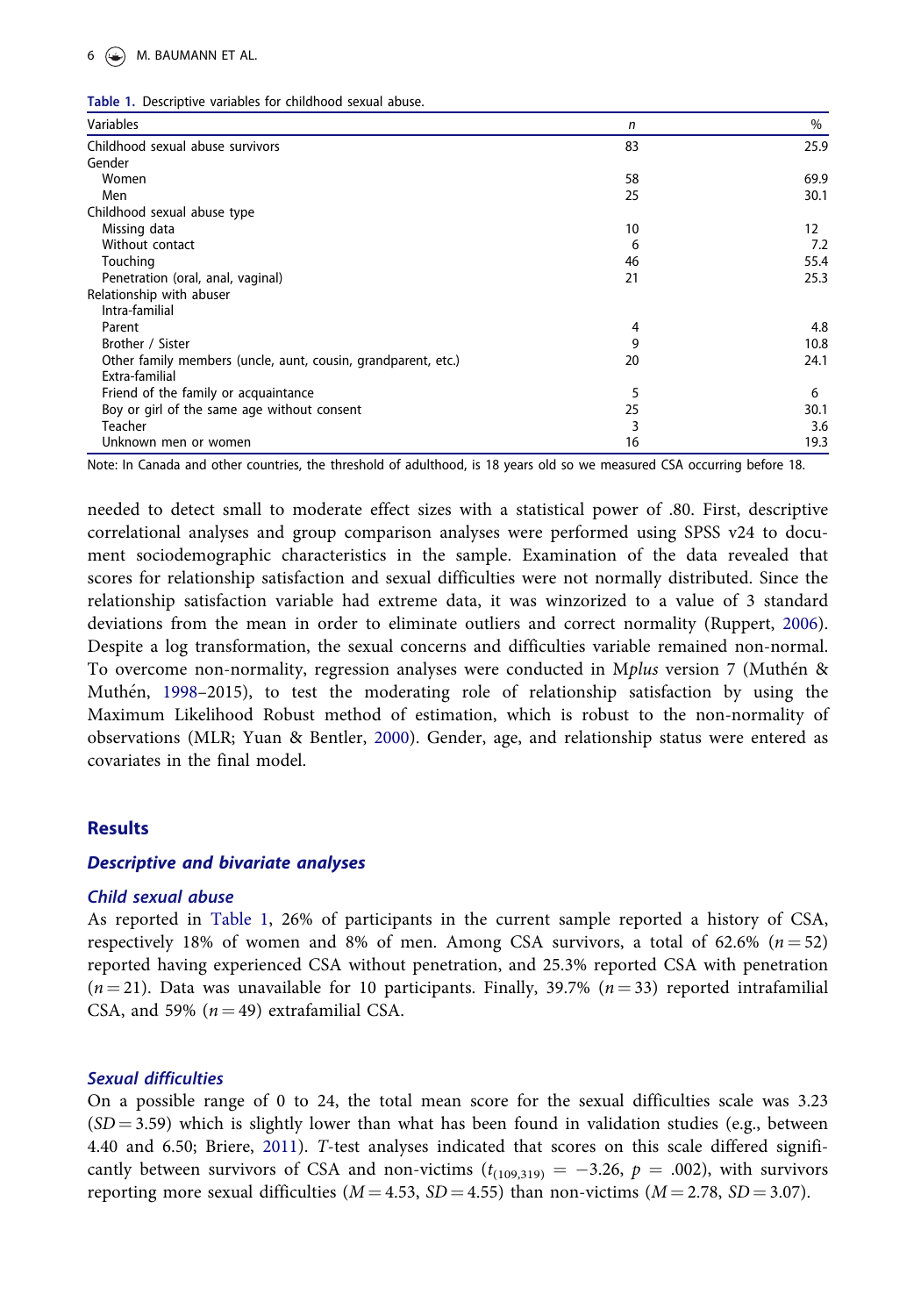**Table 1.** Descriptive variables for childhood sexual abuse.

| Variables | n | % |
|---|---|---|
| Childhood sexual abuse survivors | 83 | 25.9 |
| Gender | | |
| Women | 58 | 69.9 |
| Men | 25 | 30.1 |
| Childhood sexual abuse type | | |
| Missing data | 10 | 12 |
| Without contact | 6 | 7.2 |
| Touching | 46 | 55.4 |
| Penetration (oral, anal, vaginal) | 21 | 25.3 |
| Relationship with abuser | | |
| Intra-familial | | |
| Parent | 4 | 4.8 |
| Brother / Sister | 9 | 10.8 |
| Other family members (uncle, aunt, cousin, grandparent, etc.) | 20 | 24.1 |
| Extra-familial | | |
| Friend of the family or acquaintance | 5 | 6 |
| Boy or girl of the same age without consent | 25 | 30.1 |
| Teacher | 3 | 3.6 |
| Unknown men or women | 16 | 19.3 |

Note: In Canada and other countries, the threshold of adulthood, is 18 years old so we measured CSA occurring before 18.

needed to detect small to moderate effect sizes with a statistical power of .80. First, descriptive correlational analyses and group comparison analyses were performed using SPSS v24 to document sociodemographic characteristics in the sample. Examination of the data revealed that scores for relationship satisfaction and sexual difficulties were not normally distributed. Since the relationship satisfaction variable had extreme data, it was winzorized to a value of 3 standard deviations from the mean in order to eliminate outliers and correct normality (Ruppert, 2006). Despite a log transformation, the sexual concerns and difficulties variable remained non-normal. To overcome non-normality, regression analyses were conducted in M*plus* version 7 (Muthén & Muthén, 1998–2015), to test the moderating role of relationship satisfaction by using the Maximum Likelihood Robust method of estimation, which is robust to the non-normality of observations (MLR; Yuan & Bentler, 2000). Gender, age, and relationship status were entered as covariates in the final model.

## Results

### *Descriptive and bivariate analyses*

#### *Child sexual abuse*

As reported in Table 1, 26% of participants in the current sample reported a history of CSA, respectively 18% of women and 8% of men. Among CSA survivors, a total of 62.6% ($n = 52$) reported having experienced CSA without penetration, and 25.3% reported CSA with penetration ($n = 21$). Data was unavailable for 10 participants. Finally, 39.7% ($n = 33$) reported intrafamilial CSA, and 59% ($n = 49$) extrafamilial CSA.

#### *Sexual difficulties*

On a possible range of 0 to 24, the total mean score for the sexual difficulties scale was 3.23 ($SD = 3.59$) which is slightly lower than what has been found in validation studies (e.g., between 4.40 and 6.50; Briere, 2011). *T*-test analyses indicated that scores on this scale differed significantly between survivors of CSA and non-victims ($t_{(109,319)} = -3.26$, $p = .002$), with survivors reporting more sexual difficulties ($M = 4.53$, $SD = 4.55$) than non-victims ($M = 2.78$, $SD = 3.07$).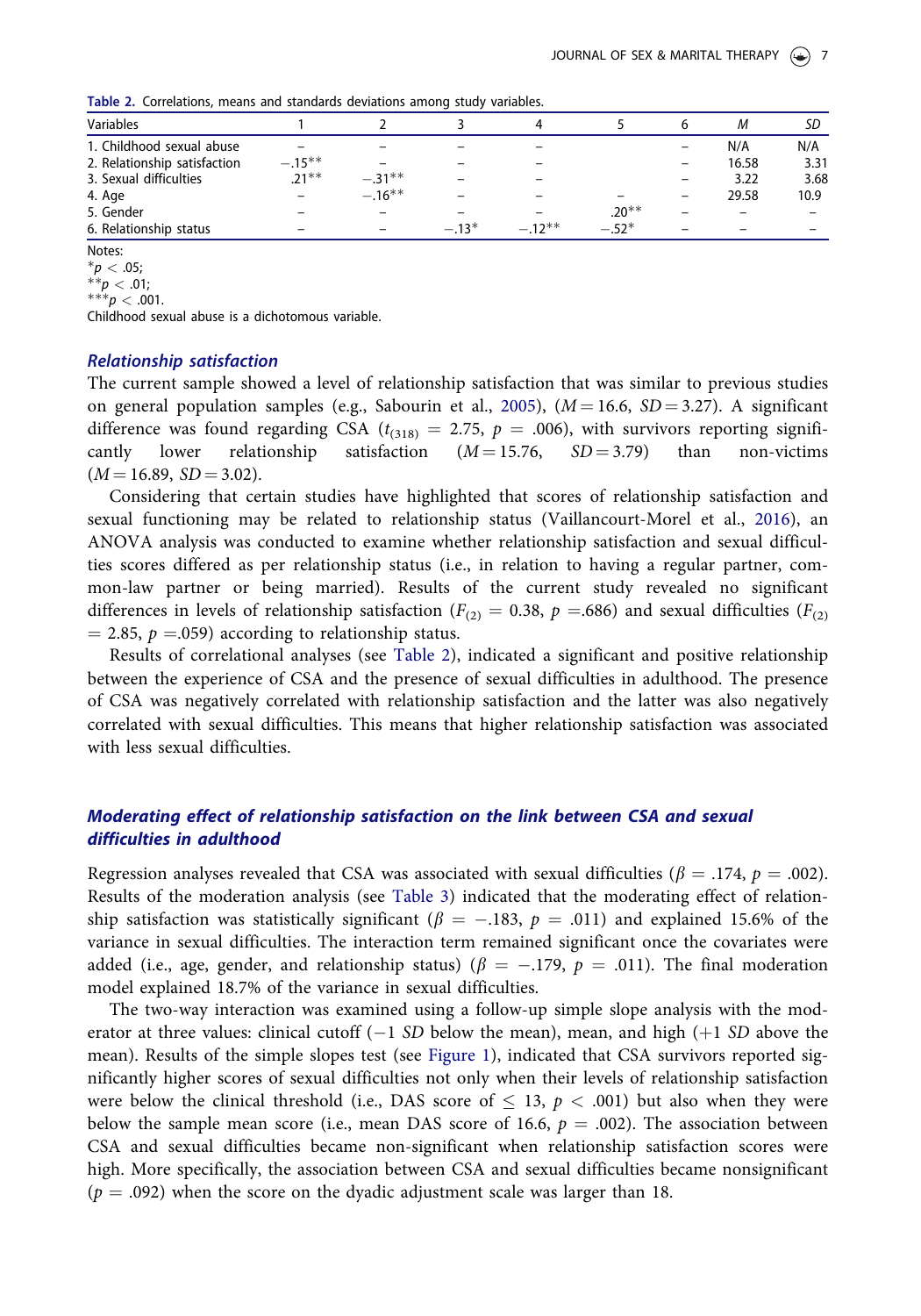**Table 2.** Correlations, means and standards deviations among study variables.

| Variables | 1 | 2 | 3 | 4 | 5 | 6 | *M* | *SD* |
|---|---|---|---|---|---|---|---|---|
| 1. Childhood sexual abuse | – | – | – | – | | – | N/A | N/A |
| 2. Relationship satisfaction | −.15** | – | – | – | | – | 16.58 | 3.31 |
| 3. Sexual difficulties | .21** | −.31** | – | – | | – | 3.22 | 3.68 |
| 4. Age | – | −.16** | – | – | – | – | 29.58 | 10.9 |
| 5. Gender | – | – | – | – | .20** | – | – | – |
| 6. Relationship status | – | – | −.13* | −.12** | −.52* | – | – | – |

Notes:
*$p < .05$;
**$p < .01$;
***$p < .001$.
Childhood sexual abuse is a dichotomous variable.

### *Relationship satisfaction*

The current sample showed a level of relationship satisfaction that was similar to previous studies on general population samples (e.g., Sabourin et al., 2005), ($M = 16.6$, $SD = 3.27$). A significant difference was found regarding CSA ($t_{(318)} = 2.75$, $p = .006$), with survivors reporting significantly lower relationship satisfaction ($M = 15.76$, $SD = 3.79$) than non-victims ($M = 16.89$, $SD = 3.02$).

Considering that certain studies have highlighted that scores of relationship satisfaction and sexual functioning may be related to relationship status (Vaillancourt-Morel et al., 2016), an ANOVA analysis was conducted to examine whether relationship satisfaction and sexual difficulties scores differed as per relationship status (i.e., in relation to having a regular partner, common-law partner or being married). Results of the current study revealed no significant differences in levels of relationship satisfaction ($F_{(2)} = 0.38$, $p = .686$) and sexual difficulties ($F_{(2)} = 2.85$, $p = .059$) according to relationship status.

Results of correlational analyses (see Table 2), indicated a significant and positive relationship between the experience of CSA and the presence of sexual difficulties in adulthood. The presence of CSA was negatively correlated with relationship satisfaction and the latter was also negatively correlated with sexual difficulties. This means that higher relationship satisfaction was associated with less sexual difficulties.

### *Moderating effect of relationship satisfaction on the link between CSA and sexual difficulties in adulthood*

Regression analyses revealed that CSA was associated with sexual difficulties ($\beta = .174$, $p = .002$). Results of the moderation analysis (see Table 3) indicated that the moderating effect of relationship satisfaction was statistically significant ($\beta = -.183$, $p = .011$) and explained 15.6% of the variance in sexual difficulties. The interaction term remained significant once the covariates were added (i.e., age, gender, and relationship status) ($\beta = -.179$, $p = .011$). The final moderation model explained 18.7% of the variance in sexual difficulties.

The two-way interaction was examined using a follow-up simple slope analysis with the moderator at three values: clinical cutoff ($-1$ *SD* below the mean), mean, and high ($+1$ *SD* above the mean). Results of the simple slopes test (see Figure 1), indicated that CSA survivors reported significantly higher scores of sexual difficulties not only when their levels of relationship satisfaction were below the clinical threshold (i.e., DAS score of $\leq 13$, $p < .001$) but also when they were below the sample mean score (i.e., mean DAS score of 16.6, $p = .002$). The association between CSA and sexual difficulties became non-significant when relationship satisfaction scores were high. More specifically, the association between CSA and sexual difficulties became nonsignificant ($p = .092$) when the score on the dyadic adjustment scale was larger than 18.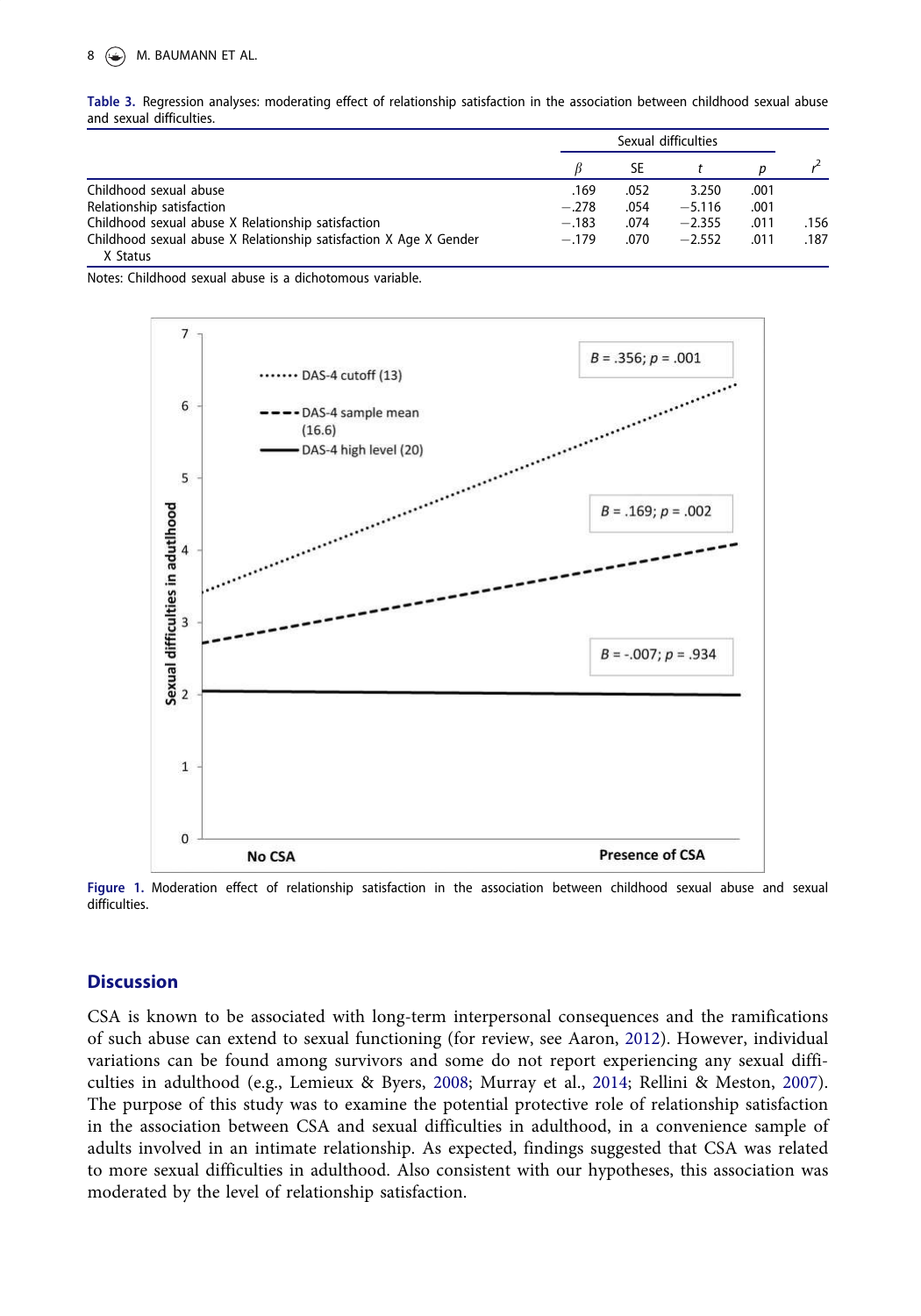**Table 3.** Regression analyses: moderating effect of relationship satisfaction in the association between childhood sexual abuse and sexual difficulties.

| | Sexual difficulties | | | | |
|---|---|---|---|---|---|
| | $\beta$ | SE | $t$ | $p$ | $r^2$ |
| Childhood sexual abuse | .169 | .052 | 3.250 | .001 | |
| Relationship satisfaction | −.278 | .054 | −5.116 | .001 | |
| Childhood sexual abuse X Relationship satisfaction | −.183 | .074 | −2.355 | .011 | .156 |
| Childhood sexual abuse X Relationship satisfaction X Age X Gender X Status | −.179 | .070 | −2.552 | .011 | .187 |

Notes: Childhood sexual abuse is a dichotomous variable.

**Figure 1.** Moderation effect of relationship satisfaction in the association between childhood sexual abuse and sexual difficulties.

## Discussion

CSA is known to be associated with long-term interpersonal consequences and the ramifications of such abuse can extend to sexual functioning (for review, see Aaron, 2012). However, individual variations can be found among survivors and some do not report experiencing any sexual difficulties in adulthood (e.g., Lemieux & Byers, 2008; Murray et al., 2014; Rellini & Meston, 2007). The purpose of this study was to examine the potential protective role of relationship satisfaction in the association between CSA and sexual difficulties in adulthood, in a convenience sample of adults involved in an intimate relationship. As expected, findings suggested that CSA was related to more sexual difficulties in adulthood. Also consistent with our hypotheses, this association was moderated by the level of relationship satisfaction.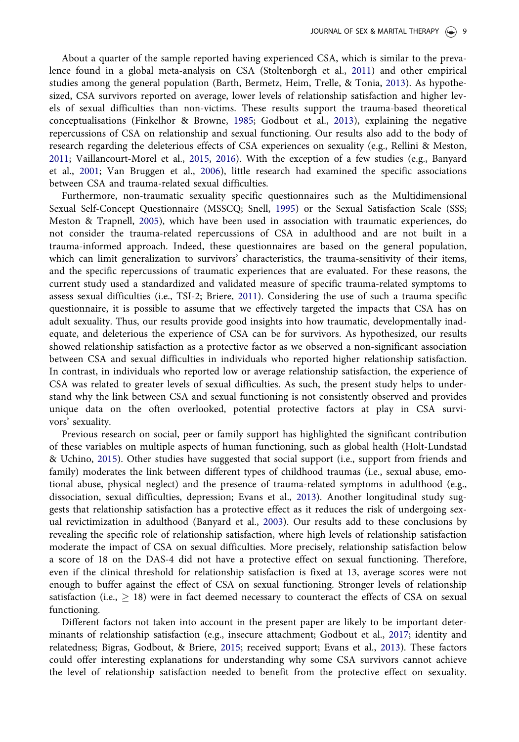About a quarter of the sample reported having experienced CSA, which is similar to the prevalence found in a global meta-analysis on CSA (Stoltenborgh et al., 2011) and other empirical studies among the general population (Barth, Bermetz, Heim, Trelle, & Tonia, 2013). As hypothesized, CSA survivors reported on average, lower levels of relationship satisfaction and higher levels of sexual difficulties than non-victims. These results support the trauma-based theoretical conceptualisations (Finkelhor & Browne, 1985; Godbout et al., 2013), explaining the negative repercussions of CSA on relationship and sexual functioning. Our results also add to the body of research regarding the deleterious effects of CSA experiences on sexuality (e.g., Rellini & Meston, 2011; Vaillancourt-Morel et al., 2015, 2016). With the exception of a few studies (e.g., Banyard et al., 2001; Van Bruggen et al., 2006), little research had examined the specific associations between CSA and trauma-related sexual difficulties.

Furthermore, non-traumatic sexuality specific questionnaires such as the Multidimensional Sexual Self-Concept Questionnaire (MSSCQ; Snell, 1995) or the Sexual Satisfaction Scale (SSS; Meston & Trapnell, 2005), which have been used in association with traumatic experiences, do not consider the trauma-related repercussions of CSA in adulthood and are not built in a trauma-informed approach. Indeed, these questionnaires are based on the general population, which can limit generalization to survivors' characteristics, the trauma-sensitivity of their items, and the specific repercussions of traumatic experiences that are evaluated. For these reasons, the current study used a standardized and validated measure of specific trauma-related symptoms to assess sexual difficulties (i.e., TSI-2; Briere, 2011). Considering the use of such a trauma specific questionnaire, it is possible to assume that we effectively targeted the impacts that CSA has on adult sexuality. Thus, our results provide good insights into how traumatic, developmentally inadequate, and deleterious the experience of CSA can be for survivors. As hypothesized, our results showed relationship satisfaction as a protective factor as we observed a non-significant association between CSA and sexual difficulties in individuals who reported higher relationship satisfaction. In contrast, in individuals who reported low or average relationship satisfaction, the experience of CSA was related to greater levels of sexual difficulties. As such, the present study helps to understand why the link between CSA and sexual functioning is not consistently observed and provides unique data on the often overlooked, potential protective factors at play in CSA survivors' sexuality.

Previous research on social, peer or family support has highlighted the significant contribution of these variables on multiple aspects of human functioning, such as global health (Holt-Lundstad & Uchino, 2015). Other studies have suggested that social support (i.e., support from friends and family) moderates the link between different types of childhood traumas (i.e., sexual abuse, emotional abuse, physical neglect) and the presence of trauma-related symptoms in adulthood (e.g., dissociation, sexual difficulties, depression; Evans et al., 2013). Another longitudinal study suggests that relationship satisfaction has a protective effect as it reduces the risk of undergoing sexual revictimization in adulthood (Banyard et al., 2003). Our results add to these conclusions by revealing the specific role of relationship satisfaction, where high levels of relationship satisfaction moderate the impact of CSA on sexual difficulties. More precisely, relationship satisfaction below a score of 18 on the DAS-4 did not have a protective effect on sexual functioning. Therefore, even if the clinical threshold for relationship satisfaction is fixed at 13, average scores were not enough to buffer against the effect of CSA on sexual functioning. Stronger levels of relationship satisfaction (i.e., $\geq$ 18) were in fact deemed necessary to counteract the effects of CSA on sexual functioning.

Different factors not taken into account in the present paper are likely to be important determinants of relationship satisfaction (e.g., insecure attachment; Godbout et al., 2017; identity and relatedness; Bigras, Godbout, & Briere, 2015; received support; Evans et al., 2013). These factors could offer interesting explanations for understanding why some CSA survivors cannot achieve the level of relationship satisfaction needed to benefit from the protective effect on sexuality.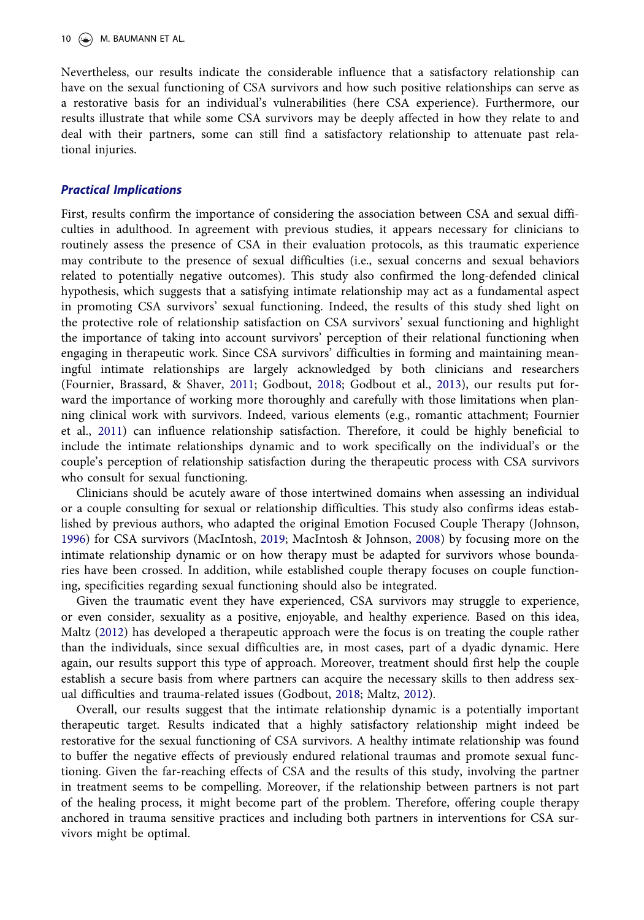Nevertheless, our results indicate the considerable influence that a satisfactory relationship can have on the sexual functioning of CSA survivors and how such positive relationships can serve as a restorative basis for an individual's vulnerabilities (here CSA experience). Furthermore, our results illustrate that while some CSA survivors may be deeply affected in how they relate to and deal with their partners, some can still find a satisfactory relationship to attenuate past relational injuries.

### *Practical Implications*

First, results confirm the importance of considering the association between CSA and sexual difficulties in adulthood. In agreement with previous studies, it appears necessary for clinicians to routinely assess the presence of CSA in their evaluation protocols, as this traumatic experience may contribute to the presence of sexual difficulties (i.e., sexual concerns and sexual behaviors related to potentially negative outcomes). This study also confirmed the long-defended clinical hypothesis, which suggests that a satisfying intimate relationship may act as a fundamental aspect in promoting CSA survivors' sexual functioning. Indeed, the results of this study shed light on the protective role of relationship satisfaction on CSA survivors' sexual functioning and highlight the importance of taking into account survivors' perception of their relational functioning when engaging in therapeutic work. Since CSA survivors' difficulties in forming and maintaining meaningful intimate relationships are largely acknowledged by both clinicians and researchers (Fournier, Brassard, & Shaver, 2011; Godbout, 2018; Godbout et al., 2013), our results put forward the importance of working more thoroughly and carefully with those limitations when planning clinical work with survivors. Indeed, various elements (e.g., romantic attachment; Fournier et al., 2011) can influence relationship satisfaction. Therefore, it could be highly beneficial to include the intimate relationships dynamic and to work specifically on the individual's or the couple's perception of relationship satisfaction during the therapeutic process with CSA survivors who consult for sexual functioning.

Clinicians should be acutely aware of those intertwined domains when assessing an individual or a couple consulting for sexual or relationship difficulties. This study also confirms ideas established by previous authors, who adapted the original Emotion Focused Couple Therapy (Johnson, 1996) for CSA survivors (MacIntosh, 2019; MacIntosh & Johnson, 2008) by focusing more on the intimate relationship dynamic or on how therapy must be adapted for survivors whose boundaries have been crossed. In addition, while established couple therapy focuses on couple functioning, specificities regarding sexual functioning should also be integrated.

Given the traumatic event they have experienced, CSA survivors may struggle to experience, or even consider, sexuality as a positive, enjoyable, and healthy experience. Based on this idea, Maltz (2012) has developed a therapeutic approach were the focus is on treating the couple rather than the individuals, since sexual difficulties are, in most cases, part of a dyadic dynamic. Here again, our results support this type of approach. Moreover, treatment should first help the couple establish a secure basis from where partners can acquire the necessary skills to then address sexual difficulties and trauma-related issues (Godbout, 2018; Maltz, 2012).

Overall, our results suggest that the intimate relationship dynamic is a potentially important therapeutic target. Results indicated that a highly satisfactory relationship might indeed be restorative for the sexual functioning of CSA survivors. A healthy intimate relationship was found to buffer the negative effects of previously endured relational traumas and promote sexual functioning. Given the far-reaching effects of CSA and the results of this study, involving the partner in treatment seems to be compelling. Moreover, if the relationship between partners is not part of the healing process, it might become part of the problem. Therefore, offering couple therapy anchored in trauma sensitive practices and including both partners in interventions for CSA survivors might be optimal.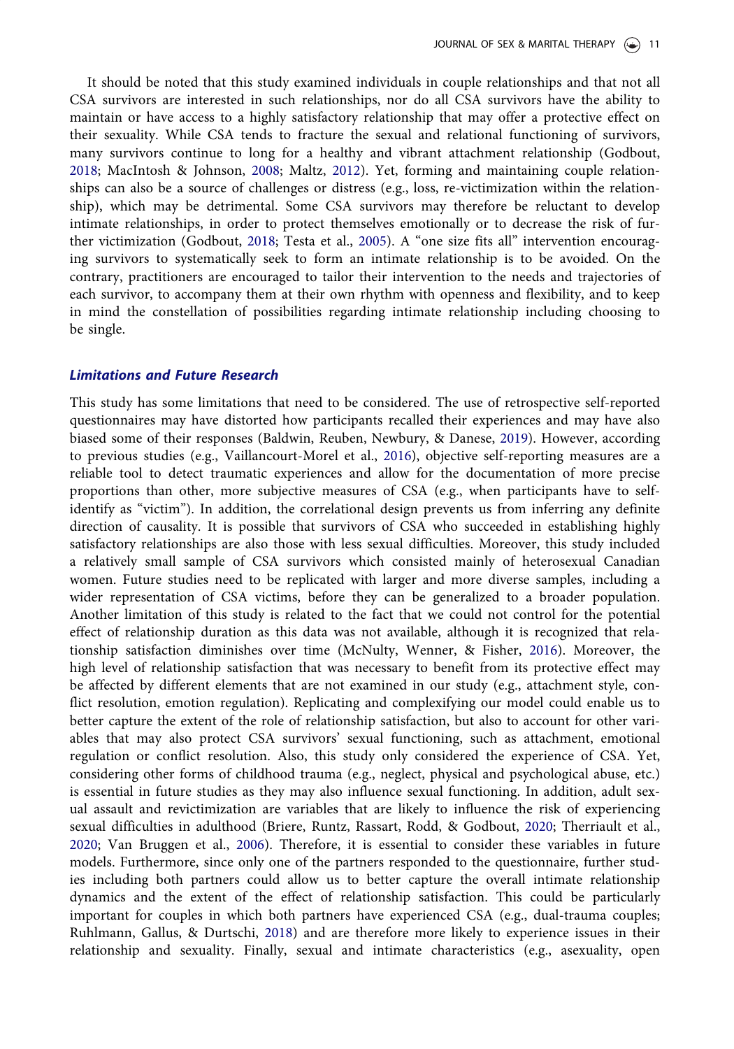It should be noted that this study examined individuals in couple relationships and that not all CSA survivors are interested in such relationships, nor do all CSA survivors have the ability to maintain or have access to a highly satisfactory relationship that may offer a protective effect on their sexuality. While CSA tends to fracture the sexual and relational functioning of survivors, many survivors continue to long for a healthy and vibrant attachment relationship (Godbout, 2018; MacIntosh & Johnson, 2008; Maltz, 2012). Yet, forming and maintaining couple relationships can also be a source of challenges or distress (e.g., loss, re-victimization within the relationship), which may be detrimental. Some CSA survivors may therefore be reluctant to develop intimate relationships, in order to protect themselves emotionally or to decrease the risk of further victimization (Godbout, 2018; Testa et al., 2005). A "one size fits all" intervention encouraging survivors to systematically seek to form an intimate relationship is to be avoided. On the contrary, practitioners are encouraged to tailor their intervention to the needs and trajectories of each survivor, to accompany them at their own rhythm with openness and flexibility, and to keep in mind the constellation of possibilities regarding intimate relationship including choosing to be single.

## Limitations and Future Research

This study has some limitations that need to be considered. The use of retrospective self-reported questionnaires may have distorted how participants recalled their experiences and may have also biased some of their responses (Baldwin, Reuben, Newbury, & Danese, 2019). However, according to previous studies (e.g., Vaillancourt-Morel et al., 2016), objective self-reporting measures are a reliable tool to detect traumatic experiences and allow for the documentation of more precise proportions than other, more subjective measures of CSA (e.g., when participants have to self-identify as "victim"). In addition, the correlational design prevents us from inferring any definite direction of causality. It is possible that survivors of CSA who succeeded in establishing highly satisfactory relationships are also those with less sexual difficulties. Moreover, this study included a relatively small sample of CSA survivors which consisted mainly of heterosexual Canadian women. Future studies need to be replicated with larger and more diverse samples, including a wider representation of CSA victims, before they can be generalized to a broader population. Another limitation of this study is related to the fact that we could not control for the potential effect of relationship duration as this data was not available, although it is recognized that relationship satisfaction diminishes over time (McNulty, Wenner, & Fisher, 2016). Moreover, the high level of relationship satisfaction that was necessary to benefit from its protective effect may be affected by different elements that are not examined in our study (e.g., attachment style, conflict resolution, emotion regulation). Replicating and complexifying our model could enable us to better capture the extent of the role of relationship satisfaction, but also to account for other variables that may also protect CSA survivors' sexual functioning, such as attachment, emotional regulation or conflict resolution. Also, this study only considered the experience of CSA. Yet, considering other forms of childhood trauma (e.g., neglect, physical and psychological abuse, etc.) is essential in future studies as they may also influence sexual functioning. In addition, adult sexual assault and revictimization are variables that are likely to influence the risk of experiencing sexual difficulties in adulthood (Briere, Runtz, Rassart, Rodd, & Godbout, 2020; Therriault et al., 2020; Van Bruggen et al., 2006). Therefore, it is essential to consider these variables in future models. Furthermore, since only one of the partners responded to the questionnaire, further studies including both partners could allow us to better capture the overall intimate relationship dynamics and the extent of the effect of relationship satisfaction. This could be particularly important for couples in which both partners have experienced CSA (e.g., dual-trauma couples; Ruhlmann, Gallus, & Durtschi, 2018) and are therefore more likely to experience issues in their relationship and sexuality. Finally, sexual and intimate characteristics (e.g., asexuality, open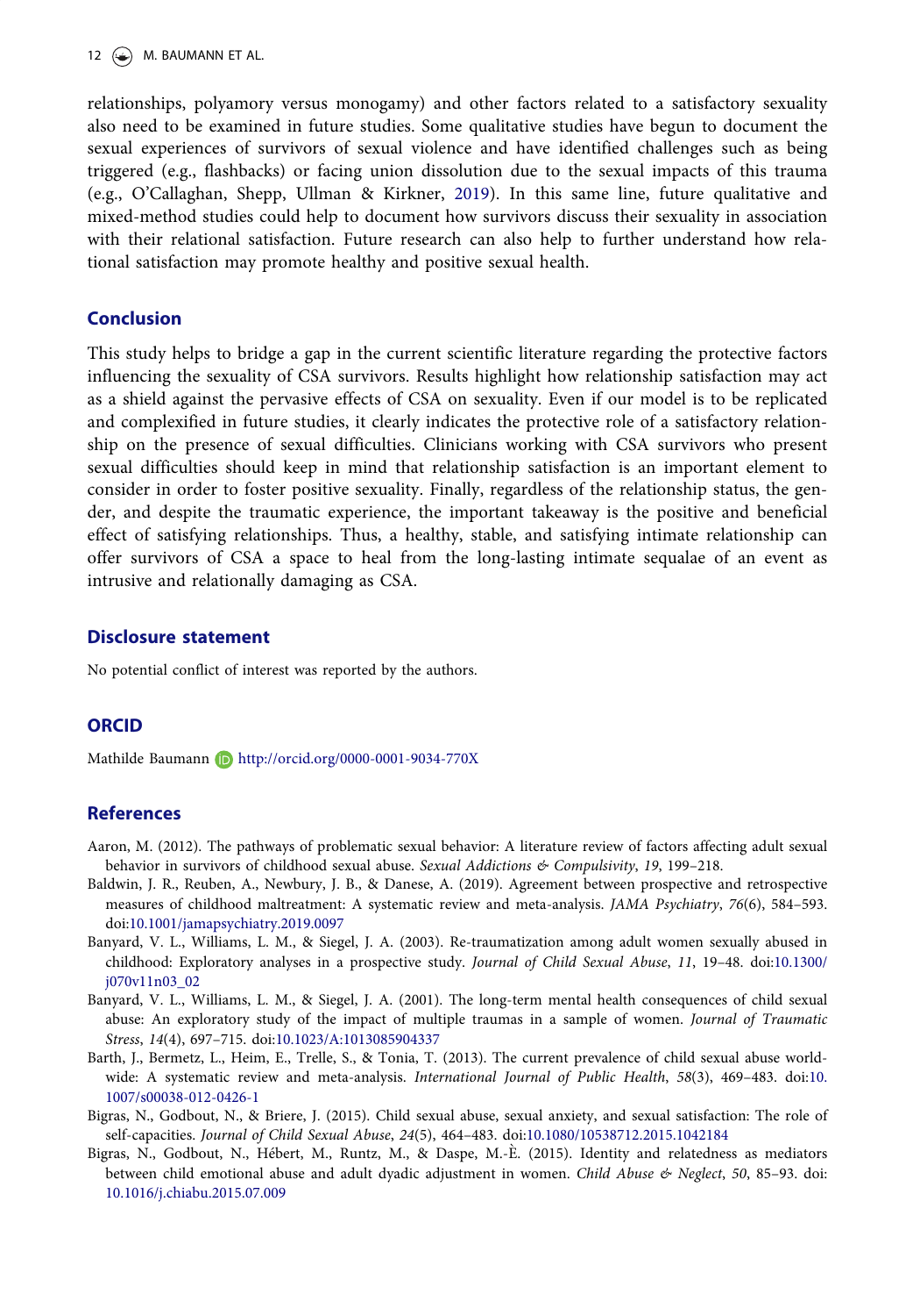relationships, polyamory versus monogamy) and other factors related to a satisfactory sexuality also need to be examined in future studies. Some qualitative studies have begun to document the sexual experiences of survivors of sexual violence and have identified challenges such as being triggered (e.g., flashbacks) or facing union dissolution due to the sexual impacts of this trauma (e.g., O'Callaghan, Shepp, Ullman & Kirkner, 2019). In this same line, future qualitative and mixed-method studies could help to document how survivors discuss their sexuality in association with their relational satisfaction. Future research can also help to further understand how relational satisfaction may promote healthy and positive sexual health.

## Conclusion

This study helps to bridge a gap in the current scientific literature regarding the protective factors influencing the sexuality of CSA survivors. Results highlight how relationship satisfaction may act as a shield against the pervasive effects of CSA on sexuality. Even if our model is to be replicated and complexified in future studies, it clearly indicates the protective role of a satisfactory relationship on the presence of sexual difficulties. Clinicians working with CSA survivors who present sexual difficulties should keep in mind that relationship satisfaction is an important element to consider in order to foster positive sexuality. Finally, regardless of the relationship status, the gender, and despite the traumatic experience, the important takeaway is the positive and beneficial effect of satisfying relationships. Thus, a healthy, stable, and satisfying intimate relationship can offer survivors of CSA a space to heal from the long-lasting intimate sequalae of an event as intrusive and relationally damaging as CSA.

## Disclosure statement

No potential conflict of interest was reported by the authors.

## ORCID

Mathilde Baumann http://orcid.org/0000-0001-9034-770X

## References

Aaron, M. (2012). The pathways of problematic sexual behavior: A literature review of factors affecting adult sexual behavior in survivors of childhood sexual abuse. *Sexual Addictions & Compulsivity*, *19*, 199–218.

Baldwin, J. R., Reuben, A., Newbury, J. B., & Danese, A. (2019). Agreement between prospective and retrospective measures of childhood maltreatment: A systematic review and meta-analysis. *JAMA Psychiatry*, *76*(6), 584–593. doi:10.1001/jamapsychiatry.2019.0097

Banyard, V. L., Williams, L. M., & Siegel, J. A. (2003). Re-traumatization among adult women sexually abused in childhood: Exploratory analyses in a prospective study. *Journal of Child Sexual Abuse*, *11*, 19–48. doi:10.1300/j070v11n03_02

Banyard, V. L., Williams, L. M., & Siegel, J. A. (2001). The long-term mental health consequences of child sexual abuse: An exploratory study of the impact of multiple traumas in a sample of women. *Journal of Traumatic Stress*, *14*(4), 697–715. doi:10.1023/A:1013085904337

Barth, J., Bermetz, L., Heim, E., Trelle, S., & Tonia, T. (2013). The current prevalence of child sexual abuse worldwide: A systematic review and meta-analysis. *International Journal of Public Health*, *58*(3), 469–483. doi:10.1007/s00038-012-0426-1

Bigras, N., Godbout, N., & Briere, J. (2015). Child sexual abuse, sexual anxiety, and sexual satisfaction: The role of self-capacities. *Journal of Child Sexual Abuse*, *24*(5), 464–483. doi:10.1080/10538712.2015.1042184

Bigras, N., Godbout, N., Hébert, M., Runtz, M., & Daspe, M.-È. (2015). Identity and relatedness as mediators between child emotional abuse and adult dyadic adjustment in women. *Child Abuse & Neglect*, *50*, 85–93. doi:10.1016/j.chiabu.2015.07.009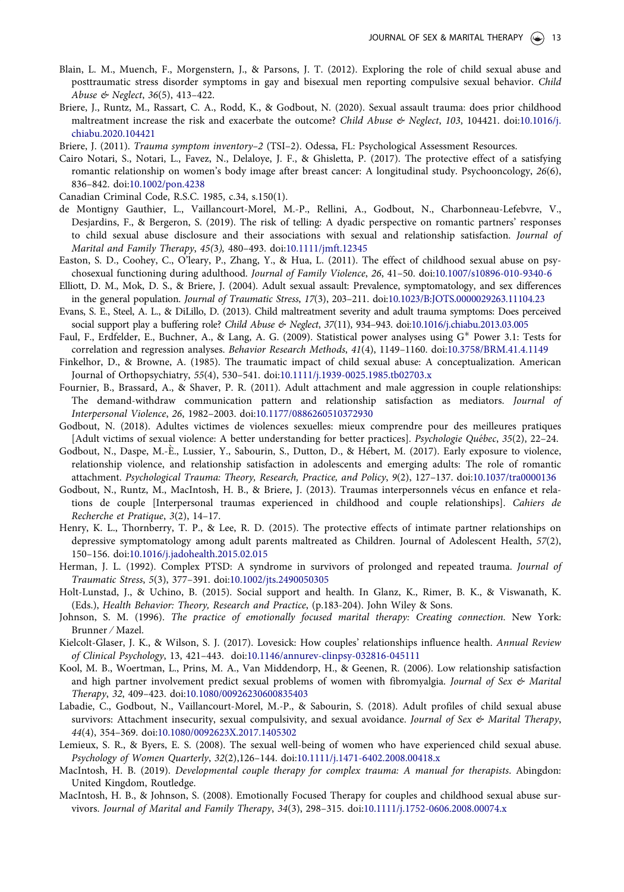Blain, L. M., Muench, F., Morgenstern, J., & Parsons, J. T. (2012). Exploring the role of child sexual abuse and posttraumatic stress disorder symptoms in gay and bisexual men reporting compulsive sexual behavior. *Child Abuse & Neglect*, *36*(5), 413–422.

Briere, J., Runtz, M., Rassart, C. A., Rodd, K., & Godbout, N. (2020). Sexual assault trauma: does prior childhood maltreatment increase the risk and exacerbate the outcome? *Child Abuse & Neglect*, *103*, 104421. doi:10.1016/j.chiabu.2020.104421

Briere, J. (2011). *Trauma symptom inventory–2* (TSI–2). Odessa, FL: Psychological Assessment Resources.

Cairo Notari, S., Notari, L., Favez, N., Delaloye, J. F., & Ghisletta, P. (2017). The protective effect of a satisfying romantic relationship on women's body image after breast cancer: A longitudinal study. Psychooncology, *26*(6), 836–842. doi:10.1002/pon.4238

Canadian Criminal Code, R.S.C. 1985, c.34, s.150(1).

de Montigny Gauthier, L., Vaillancourt-Morel, M.-P., Rellini, A., Godbout, N., Charbonneau-Lefebvre, V., Desjardins, F., & Bergeron, S. (2019). The risk of telling: A dyadic perspective on romantic partners' responses to child sexual abuse disclosure and their associations with sexual and relationship satisfaction. *Journal of Marital and Family Therapy*, *45(3),* 480–493. doi:10.1111/jmft.12345

Easton, S. D., Coohey, C., O'leary, P., Zhang, Y., & Hua, L. (2011). The effect of childhood sexual abuse on psychosexual functioning during adulthood. *Journal of Family Violence*, *26*, 41–50. doi:10.1007/s10896-010-9340-6

Elliott, D. M., Mok, D. S., & Briere, J. (2004). Adult sexual assault: Prevalence, symptomatology, and sex differences in the general population. *Journal of Traumatic Stress*, *17*(3), 203–211. doi:10.1023/B:JOTS.0000029263.11104.23

Evans, S. E., Steel, A. L., & DiLillo, D. (2013). Child maltreatment severity and adult trauma symptoms: Does perceived social support play a buffering role? *Child Abuse & Neglect*, *37*(11), 934–943. doi:10.1016/j.chiabu.2013.03.005

Faul, F., Erdfelder, E., Buchner, A., & Lang, A. G. (2009). Statistical power analyses using G* Power 3.1: Tests for correlation and regression analyses. *Behavior Research Methods*, *41*(4), 1149–1160. doi:10.3758/BRM.41.4.1149

Finkelhor, D., & Browne, A. (1985). The traumatic impact of child sexual abuse: A conceptualization. American Journal of Orthopsychiatry, *55*(4), 530–541. doi:10.1111/j.1939-0025.1985.tb02703.x

Fournier, B., Brassard, A., & Shaver, P. R. (2011). Adult attachment and male aggression in couple relationships: The demand-withdraw communication pattern and relationship satisfaction as mediators. *Journal of Interpersonal Violence*, *26*, 1982–2003. doi:10.1177/0886260510372930

Godbout, N. (2018). Adultes victimes de violences sexuelles: mieux comprendre pour des meilleures pratiques [Adult victims of sexual violence: A better understanding for better practices]. *Psychologie Québec*, *35*(2), 22–24.

Godbout, N., Daspe, M.-È., Lussier, Y., Sabourin, S., Dutton, D., & Hébert, M. (2017). Early exposure to violence, relationship violence, and relationship satisfaction in adolescents and emerging adults: The role of romantic attachment. *Psychological Trauma: Theory, Research, Practice, and Policy*, *9*(2), 127–137. doi:10.1037/tra0000136

Godbout, N., Runtz, M., MacIntosh, H. B., & Briere, J. (2013). Traumas interpersonnels vécus en enfance et relations de couple [Interpersonal traumas experienced in childhood and couple relationships]. *Cahiers de Recherche et Pratique*, *3*(2), 14–17.

Henry, K. L., Thornberry, T. P., & Lee, R. D. (2015). The protective effects of intimate partner relationships on depressive symptomatology among adult parents maltreated as Children. Journal of Adolescent Health, *57*(2), 150–156. doi:10.1016/j.jadohealth.2015.02.015

Herman, J. L. (1992). Complex PTSD: A syndrome in survivors of prolonged and repeated trauma. *Journal of Traumatic Stress*, *5*(3), 377–391. doi:10.1002/jts.2490050305

Holt-Lunstad, J., & Uchino, B. (2015). Social support and health. In Glanz, K., Rimer, B. K., & Viswanath, K. (Eds.), *Health Behavior: Theory, Research and Practice*, (p.183-204). John Wiley & Sons.

Johnson, S. M. (1996). *The practice of emotionally focused marital therapy: Creating connection.* New York: Brunner / Mazel.

Kielcolt-Glaser, J. K., & Wilson, S. J. (2017). Lovesick: How couples' relationships influence health. *Annual Review of Clinical Psychology*, 13, 421–443. doi:10.1146/annurev-clinpsy-032816-045111

Kool, M. B., Woertman, L., Prins, M. A., Van Middendorp, H., & Geenen, R. (2006). Low relationship satisfaction and high partner involvement predict sexual problems of women with fibromyalgia. *Journal of Sex & Marital Therapy*, *32*, 409–423. doi:10.1080/00926230600835403

Labadie, C., Godbout, N., Vaillancourt-Morel, M.-P., & Sabourin, S. (2018). Adult profiles of child sexual abuse survivors: Attachment insecurity, sexual compulsivity, and sexual avoidance. *Journal of Sex & Marital Therapy*, *44*(4), 354–369. doi:10.1080/0092623X.2017.1405302

Lemieux, S. R., & Byers, E. S. (2008). The sexual well-being of women who have experienced child sexual abuse. *Psychology of Women Quarterly*, *32*(2),126–144. doi:10.1111/j.1471-6402.2008.00418.x

MacIntosh, H. B. (2019). *Developmental couple therapy for complex trauma: A manual for therapists*. Abingdon: United Kingdom, Routledge.

MacIntosh, H. B., & Johnson, S. (2008). Emotionally Focused Therapy for couples and childhood sexual abuse survivors. *Journal of Marital and Family Therapy*, *34*(3), 298–315. doi:10.1111/j.1752-0606.2008.00074.x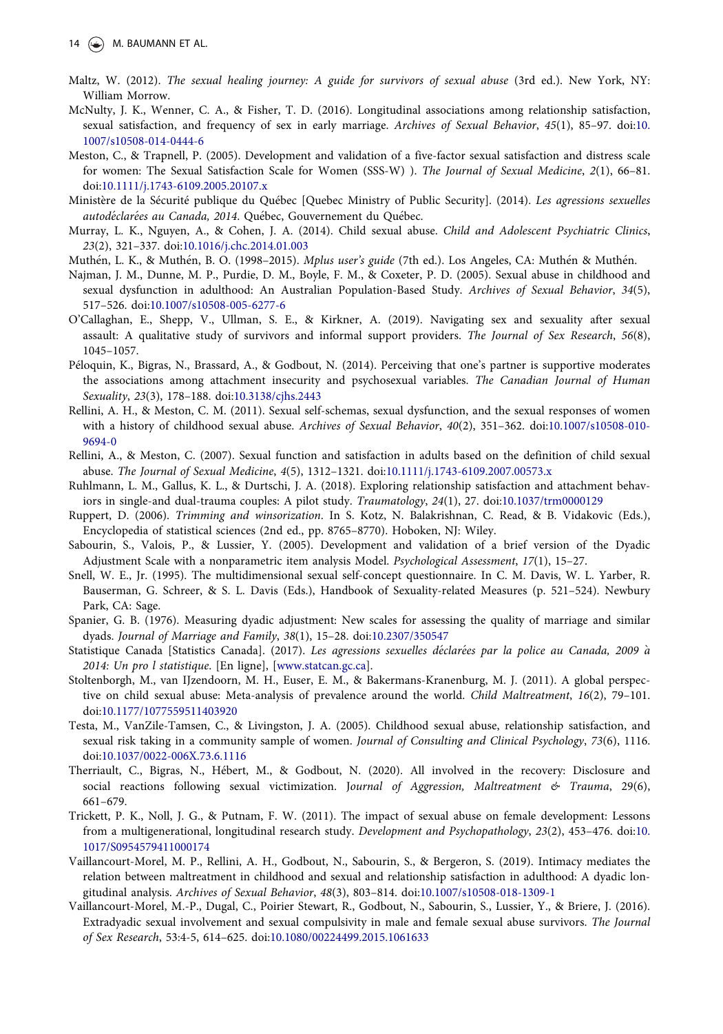Maltz, W. (2012). *The sexual healing journey: A guide for survivors of sexual abuse* (3rd ed.). New York, NY: William Morrow.

McNulty, J. K., Wenner, C. A., & Fisher, T. D. (2016). Longitudinal associations among relationship satisfaction, sexual satisfaction, and frequency of sex in early marriage. *Archives of Sexual Behavior*, *45*(1), 85–97. doi:10.1007/s10508-014-0444-6

Meston, C., & Trapnell, P. (2005). Development and validation of a five-factor sexual satisfaction and distress scale for women: The Sexual Satisfaction Scale for Women (SSS-W) ). *The Journal of Sexual Medicine*, *2*(1), 66–81. doi:10.1111/j.1743-6109.2005.20107.x

Ministère de la Sécurité publique du Québec [Quebec Ministry of Public Security]. (2014). *Les agressions sexuelles autodéclarées au Canada, 2014*. Québec, Gouvernement du Québec.

Murray, L. K., Nguyen, A., & Cohen, J. A. (2014). Child sexual abuse. *Child and Adolescent Psychiatric Clinics*, *23*(2), 321–337. doi:10.1016/j.chc.2014.01.003

Muthén, L. K., & Muthén, B. O. (1998–2015). *Mplus user's guide* (7th ed.). Los Angeles, CA: Muthén & Muthén.

Najman, J. M., Dunne, M. P., Purdie, D. M., Boyle, F. M., & Coxeter, P. D. (2005). Sexual abuse in childhood and sexual dysfunction in adulthood: An Australian Population-Based Study. *Archives of Sexual Behavior*, *34*(5), 517–526. doi:10.1007/s10508-005-6277-6

O'Callaghan, E., Shepp, V., Ullman, S. E., & Kirkner, A. (2019). Navigating sex and sexuality after sexual assault: A qualitative study of survivors and informal support providers. *The Journal of Sex Research*, *56*(8), 1045–1057.

Péloquin, K., Bigras, N., Brassard, A., & Godbout, N. (2014). Perceiving that one's partner is supportive moderates the associations among attachment insecurity and psychosexual variables. *The Canadian Journal of Human Sexuality*, *23*(3), 178–188. doi:10.3138/cjhs.2443

Rellini, A. H., & Meston, C. M. (2011). Sexual self-schemas, sexual dysfunction, and the sexual responses of women with a history of childhood sexual abuse. *Archives of Sexual Behavior*, *40*(2), 351–362. doi:10.1007/s10508-010-9694-0

Rellini, A., & Meston, C. (2007). Sexual function and satisfaction in adults based on the definition of child sexual abuse. *The Journal of Sexual Medicine*, *4*(5), 1312–1321. doi:10.1111/j.1743-6109.2007.00573.x

Ruhlmann, L. M., Gallus, K. L., & Durtschi, J. A. (2018). Exploring relationship satisfaction and attachment behaviors in single-and dual-trauma couples: A pilot study. *Traumatology*, *24*(1), 27. doi:10.1037/trm0000129

Ruppert, D. (2006). *Trimming and winsorization*. In S. Kotz, N. Balakrishnan, C. Read, & B. Vidakovic (Eds.), Encyclopedia of statistical sciences (2nd ed., pp. 8765–8770). Hoboken, NJ: Wiley.

Sabourin, S., Valois, P., & Lussier, Y. (2005). Development and validation of a brief version of the Dyadic Adjustment Scale with a nonparametric item analysis Model. *Psychological Assessment*, *17*(1), 15–27.

Snell, W. E., Jr. (1995). The multidimensional sexual self-concept questionnaire. In C. M. Davis, W. L. Yarber, R. Bauserman, G. Schreer, & S. L. Davis (Eds.), Handbook of Sexuality-related Measures (p. 521–524). Newbury Park, CA: Sage.

Spanier, G. B. (1976). Measuring dyadic adjustment: New scales for assessing the quality of marriage and similar dyads. *Journal of Marriage and Family*, *38*(1), 15–28. doi:10.2307/350547

Statistique Canada [Statistics Canada]. (2017). *Les agressions sexuelles déclarées par la police au Canada, 2009 à 2014: Un pro l statistique*. [En ligne], [www.statcan.gc.ca].

Stoltenborgh, M., van IJzendoorn, M. H., Euser, E. M., & Bakermans-Kranenburg, M. J. (2011). A global perspective on child sexual abuse: Meta-analysis of prevalence around the world. *Child Maltreatment*, *16*(2), 79–101. doi:10.1177/1077559511403920

Testa, M., VanZile-Tamsen, C., & Livingston, J. A. (2005). Childhood sexual abuse, relationship satisfaction, and sexual risk taking in a community sample of women. *Journal of Consulting and Clinical Psychology*, *73*(6), 1116. doi:10.1037/0022-006X.73.6.1116

Therriault, C., Bigras, N., Hébert, M., & Godbout, N. (2020). All involved in the recovery: Disclosure and social reactions following sexual victimization. J*ournal of Aggression, Maltreatment & Trauma*, 29(6), 661–679.

Trickett, P. K., Noll, J. G., & Putnam, F. W. (2011). The impact of sexual abuse on female development: Lessons from a multigenerational, longitudinal research study. *Development and Psychopathology*, *23*(2), 453–476. doi:10.1017/S0954579411000174

Vaillancourt-Morel, M. P., Rellini, A. H., Godbout, N., Sabourin, S., & Bergeron, S. (2019). Intimacy mediates the relation between maltreatment in childhood and sexual and relationship satisfaction in adulthood: A dyadic longitudinal analysis. *Archives of Sexual Behavior*, *48*(3), 803–814. doi:10.1007/s10508-018-1309-1

Vaillancourt-Morel, M.-P., Dugal, C., Poirier Stewart, R., Godbout, N., Sabourin, S., Lussier, Y., & Briere, J. (2016). Extradyadic sexual involvement and sexual compulsivity in male and female sexual abuse survivors. *The Journal of Sex Research*, 53:4-5, 614–625. doi:10.1080/00224499.2015.1061633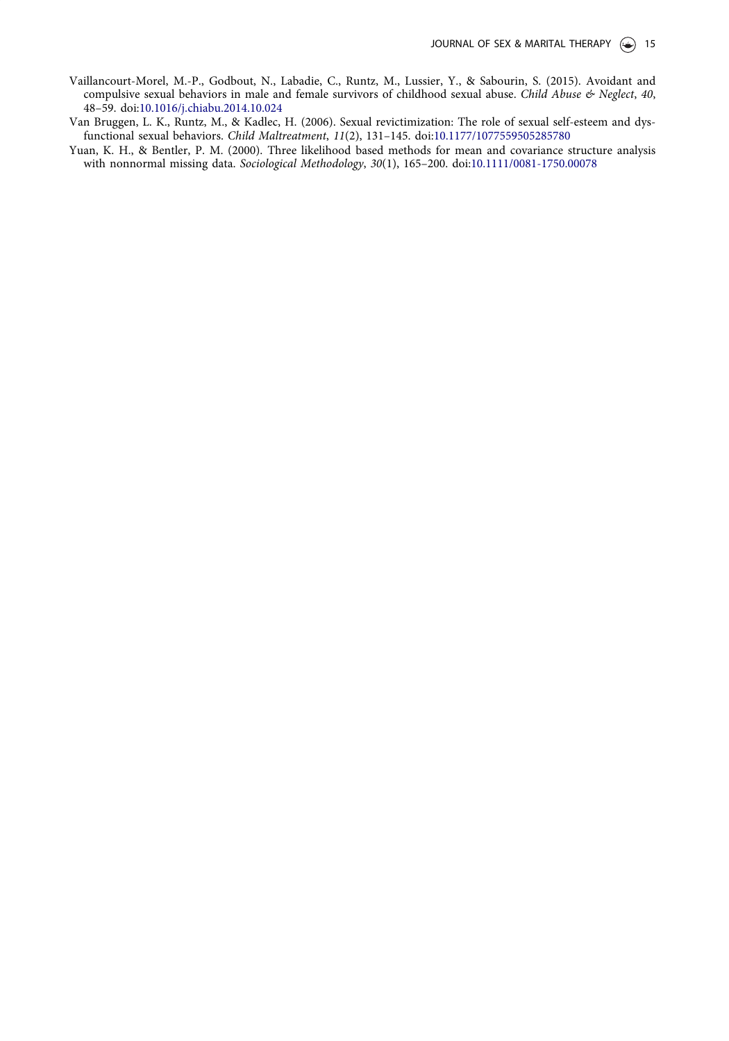Vaillancourt-Morel, M.-P., Godbout, N., Labadie, C., Runtz, M., Lussier, Y., & Sabourin, S. (2015). Avoidant and compulsive sexual behaviors in male and female survivors of childhood sexual abuse. *Child Abuse & Neglect*, *40*, 48–59. doi:10.1016/j.chiabu.2014.10.024

Van Bruggen, L. K., Runtz, M., & Kadlec, H. (2006). Sexual revictimization: The role of sexual self-esteem and dysfunctional sexual behaviors. *Child Maltreatment*, *11*(2), 131–145. doi:10.1177/1077559505285780

Yuan, K. H., & Bentler, P. M. (2000). Three likelihood based methods for mean and covariance structure analysis with nonnormal missing data. *Sociological Methodology*, *30*(1), 165–200. doi:10.1111/0081-1750.00078